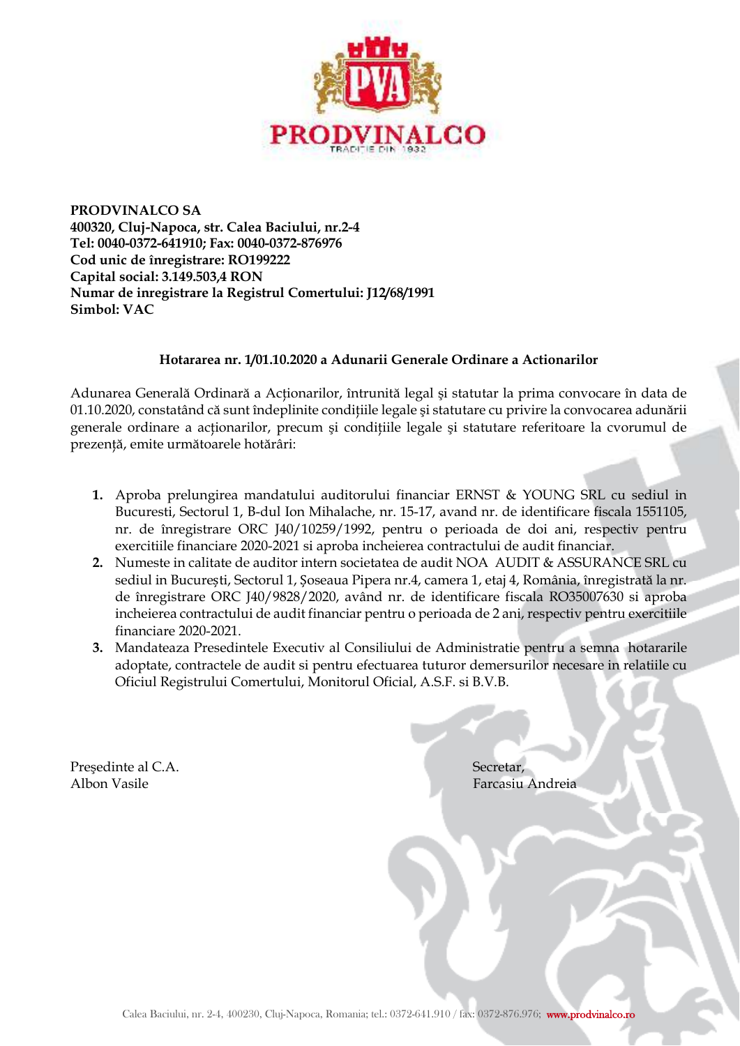**PRODVINALCO SA**
**400320, Cluj-Napoca, str. Calea Baciului, nr.2-4**
**Tel: 0040-0372-641910; Fax: 0040-0372-876976**
**Cod unic de înregistrare: RO199222**
**Capital social: 3.149.503,4 RON**
**Numar de inregistrare la Registrul Comertului: J12/68/1991**
**Simbol: VAC**

**Hotararea nr. 1/01.10.2020 a Adunarii Generale Ordinare a Actionarilor**

Adunarea Generală Ordinară a Acționarilor, întrunită legal şi statutar la prima convocare în data de 01.10.2020, constatând că sunt îndeplinite condițiile legale şi statutare cu privire la convocarea adunării generale ordinare a acționarilor, precum şi condițiile legale şi statutare referitoare la cvorumul de prezență, emite următoarele hotărâri:

1. Aproba prelungirea mandatului auditorului financiar ERNST & YOUNG SRL cu sediul in Bucuresti, Sectorul 1, B-dul Ion Mihalache, nr. 15-17, avand nr. de identificare fiscala 1551105, nr. de înregistrare ORC J40/10259/1992, pentru o perioada de doi ani, respectiv pentru exercitiile financiare 2020-2021 si aproba incheierea contractului de audit financiar.
2. Numeste in calitate de auditor intern societatea de audit NOA AUDIT & ASSURANCE SRL cu sediul in Bucureşti, Sectorul 1, Şoseaua Pipera nr.4, camera 1, etaj 4, România, înregistrată la nr. de înregistrare ORC J40/9828/2020, având nr. de identificare fiscala RO35007630 si aproba incheierea contractului de audit financiar pentru o perioada de 2 ani, respectiv pentru exercitiile financiare 2020-2021.
3. Mandateaza Presedintele Executiv al Consiliului de Administratie pentru a semna hotararile adoptate, contractele de audit si pentru efectuarea tuturor demersurilor necesare in relatiile cu Oficiul Registrului Comertului, Monitorul Oficial, A.S.F. si B.V.B.

Preşedinte al C.A.
Albon Vasile

Secretar,
Farcasiu Andreia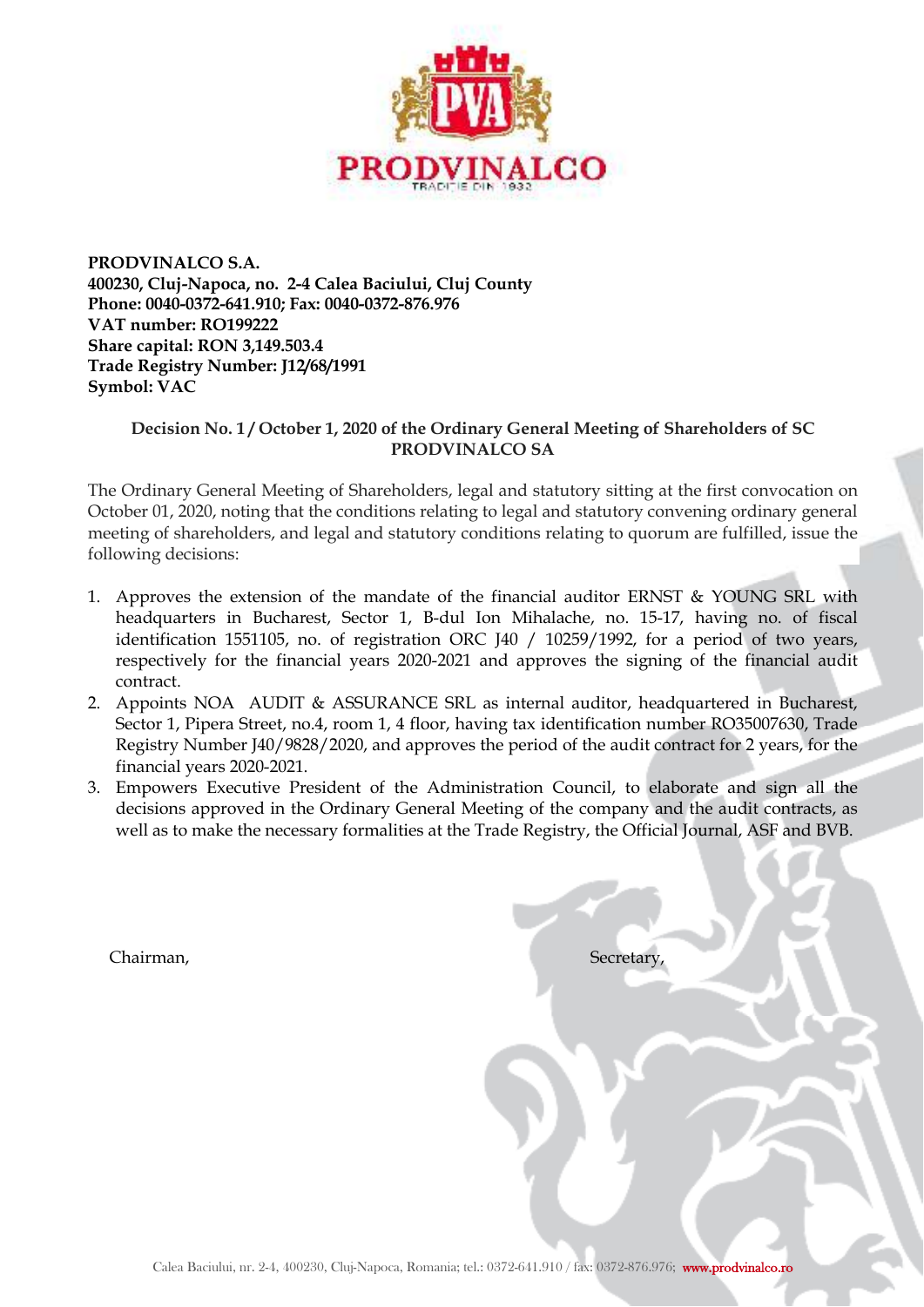**PRODVINALCO S.A.**
**400230, Cluj-Napoca, no. 2-4 Calea Baciului, Cluj County**
**Phone: 0040-0372-641.910; Fax: 0040-0372-876.976**
**VAT number: RO199222**
**Share capital: RON 3,149.503.4**
**Trade Registry Number: J12/68/1991**
**Symbol: VAC**

**Decision No. 1 / October 1, 2020 of the Ordinary General Meeting of Shareholders of SC PRODVINALCO SA**

The Ordinary General Meeting of Shareholders, legal and statutory sitting at the first convocation on October 01, 2020, noting that the conditions relating to legal and statutory convening ordinary general meeting of shareholders, and legal and statutory conditions relating to quorum are fulfilled, issue the following decisions:

1. Approves the extension of the mandate of the financial auditor ERNST & YOUNG SRL with headquarters in Bucharest, Sector 1, B-dul Ion Mihalache, no. 15-17, having no. of fiscal identification 1551105, no. of registration ORC J40 / 10259/1992, for a period of two years, respectively for the financial years 2020-2021 and approves the signing of the financial audit contract.
2. Appoints NOA AUDIT & ASSURANCE SRL as internal auditor, headquartered in Bucharest, Sector 1, Pipera Street, no.4, room 1, 4 floor, having tax identification number RO35007630, Trade Registry Number J40/9828/2020, and approves the period of the audit contract for 2 years, for the financial years 2020-2021.
3. Empowers Executive President of the Administration Council, to elaborate and sign all the decisions approved in the Ordinary General Meeting of the company and the audit contracts, as well as to make the necessary formalities at the Trade Registry, the Official Journal, ASF and BVB.

Chairman,

Secretary,